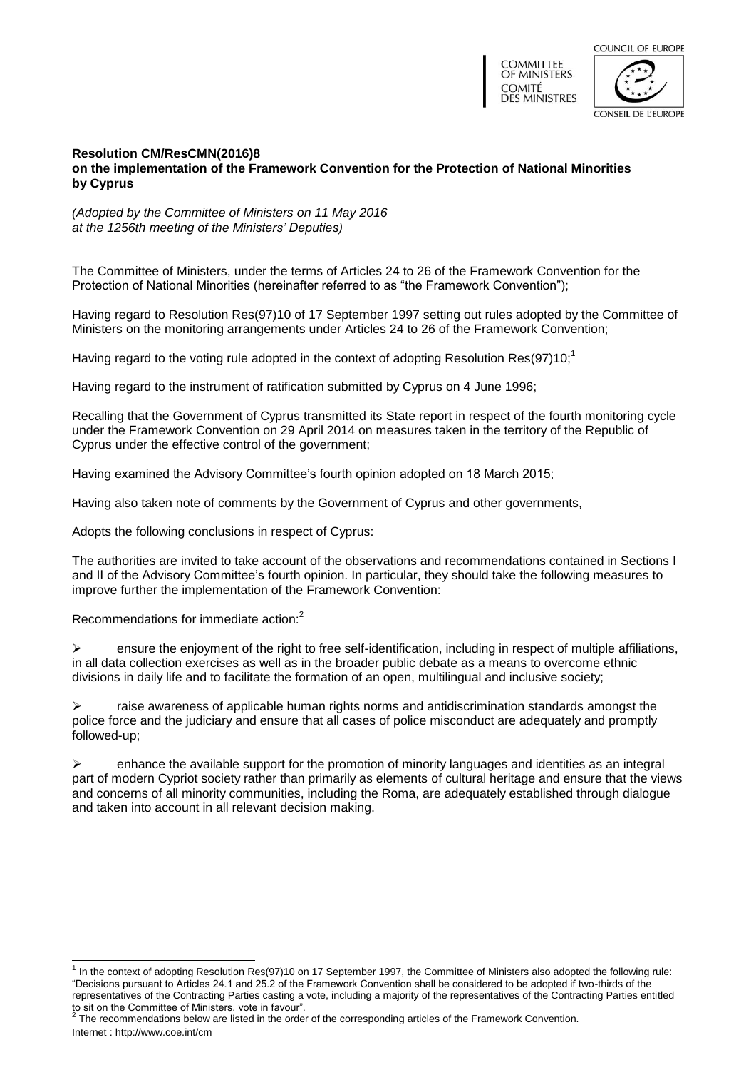COUNCIL OF EUROPE

COMMITTEE OF MINISTERS
COMITÉ DES MINISTRES

CONSEIL DE L'EUROPE

**Resolution CM/ResCMN(2016)8**
**on the implementation of the Framework Convention for the Protection of National Minorities by Cyprus**

*(Adopted by the Committee of Ministers on 11 May 2016 at the 1256th meeting of the Ministers' Deputies)*

The Committee of Ministers, under the terms of Articles 24 to 26 of the Framework Convention for the Protection of National Minorities (hereinafter referred to as "the Framework Convention");

Having regard to Resolution Res(97)10 of 17 September 1997 setting out rules adopted by the Committee of Ministers on the monitoring arrangements under Articles 24 to 26 of the Framework Convention;

Having regard to the voting rule adopted in the context of adopting Resolution Res(97)10;[1]

Having regard to the instrument of ratification submitted by Cyprus on 4 June 1996;

Recalling that the Government of Cyprus transmitted its State report in respect of the fourth monitoring cycle under the Framework Convention on 29 April 2014 on measures taken in the territory of the Republic of Cyprus under the effective control of the government;

Having examined the Advisory Committee's fourth opinion adopted on 18 March 2015;

Having also taken note of comments by the Government of Cyprus and other governments,

Adopts the following conclusions in respect of Cyprus:

The authorities are invited to take account of the observations and recommendations contained in Sections I and II of the Advisory Committee's fourth opinion. In particular, they should take the following measures to improve further the implementation of the Framework Convention:

Recommendations for immediate action:[2]

- ensure the enjoyment of the right to free self-identification, including in respect of multiple affiliations, in all data collection exercises as well as in the broader public debate as a means to overcome ethnic divisions in daily life and to facilitate the formation of an open, multilingual and inclusive society;

- raise awareness of applicable human rights norms and antidiscrimination standards amongst the police force and the judiciary and ensure that all cases of police misconduct are adequately and promptly followed-up;

- enhance the available support for the promotion of minority languages and identities as an integral part of modern Cypriot society rather than primarily as elements of cultural heritage and ensure that the views and concerns of all minority communities, including the Roma, are adequately established through dialogue and taken into account in all relevant decision making.

---

[1] In the context of adopting Resolution Res(97)10 on 17 September 1997, the Committee of Ministers also adopted the following rule: "Decisions pursuant to Articles 24.1 and 25.2 of the Framework Convention shall be considered to be adopted if two-thirds of the representatives of the Contracting Parties casting a vote, including a majority of the representatives of the Contracting Parties entitled to sit on the Committee of Ministers, vote in favour".

[2] The recommendations below are listed in the order of the corresponding articles of the Framework Convention.

Internet : http://www.coe.int/cm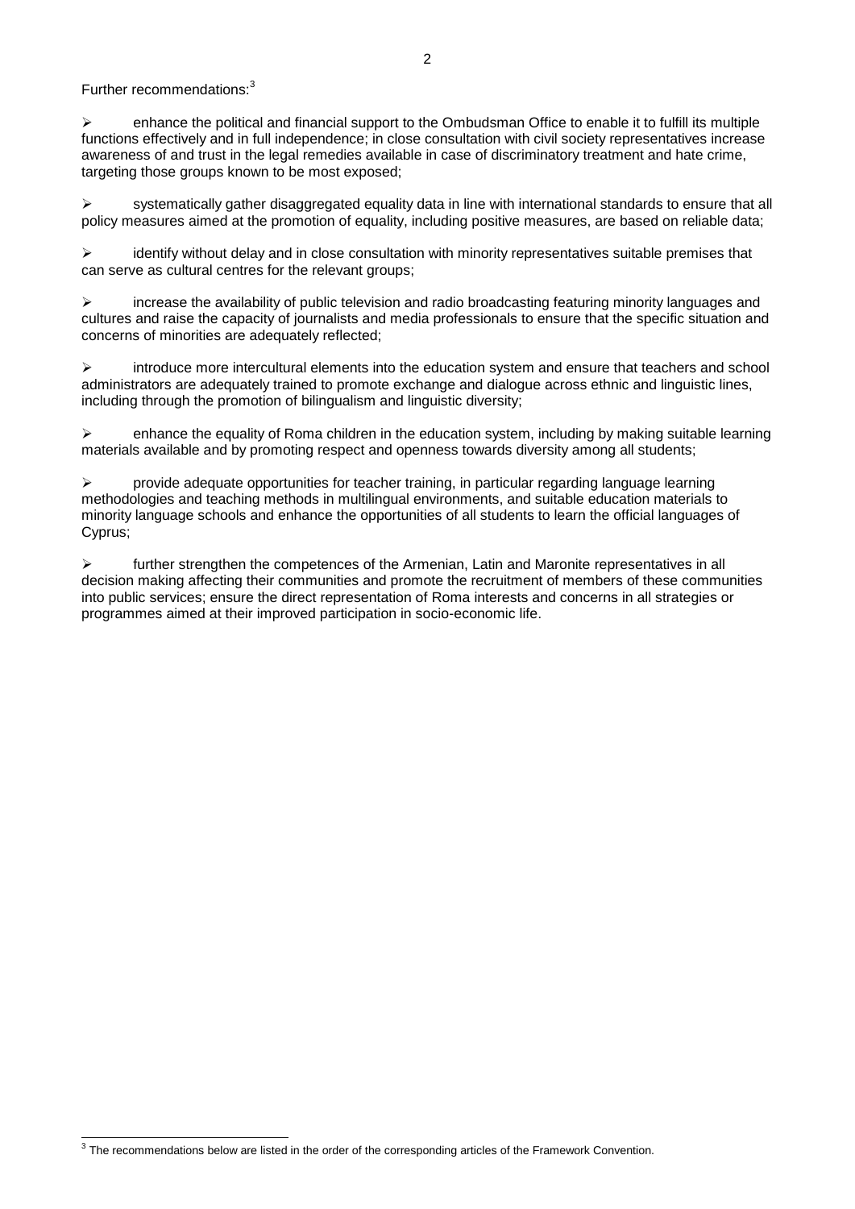Further recommendations:[3]

- enhance the political and financial support to the Ombudsman Office to enable it to fulfill its multiple functions effectively and in full independence; in close consultation with civil society representatives increase awareness of and trust in the legal remedies available in case of discriminatory treatment and hate crime, targeting those groups known to be most exposed;

- systematically gather disaggregated equality data in line with international standards to ensure that all policy measures aimed at the promotion of equality, including positive measures, are based on reliable data;

- identify without delay and in close consultation with minority representatives suitable premises that can serve as cultural centres for the relevant groups;

- increase the availability of public television and radio broadcasting featuring minority languages and cultures and raise the capacity of journalists and media professionals to ensure that the specific situation and concerns of minorities are adequately reflected;

- introduce more intercultural elements into the education system and ensure that teachers and school administrators are adequately trained to promote exchange and dialogue across ethnic and linguistic lines, including through the promotion of bilingualism and linguistic diversity;

- enhance the equality of Roma children in the education system, including by making suitable learning materials available and by promoting respect and openness towards diversity among all students;

- provide adequate opportunities for teacher training, in particular regarding language learning methodologies and teaching methods in multilingual environments, and suitable education materials to minority language schools and enhance the opportunities of all students to learn the official languages of Cyprus;

- further strengthen the competences of the Armenian, Latin and Maronite representatives in all decision making affecting their communities and promote the recruitment of members of these communities into public services; ensure the direct representation of Roma interests and concerns in all strategies or programmes aimed at their improved participation in socio-economic life.

[3] The recommendations below are listed in the order of the corresponding articles of the Framework Convention.